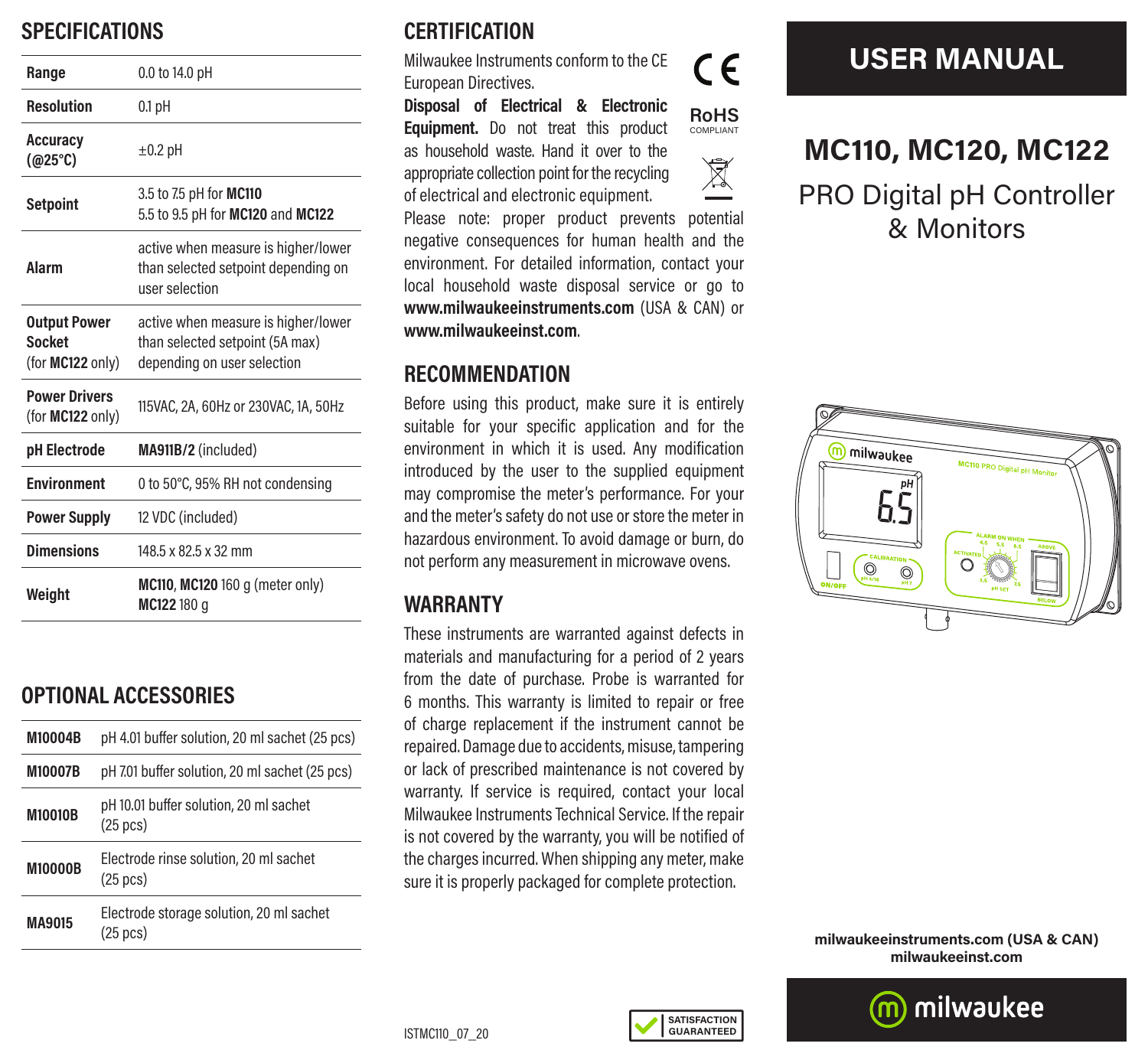# USER MANUAL

# MC110, MC120, MC122

## PRO Digital pH Controller & Monitors

milwaukeeinstruments.com (USA & CAN)
milwaukeeinst.com

## SPECIFICATIONS

| | |
|---|---|
| **Range** | 0.0 to 14.0 pH |
| **Resolution** | 0.1 pH |
| **Accuracy (@25°C)** | ±0.2 pH |
| **Setpoint** | 3.5 to 7.5 pH for **MC110**<br>5.5 to 9.5 pH for **MC120** and **MC122** |
| **Alarm** | active when measure is higher/lower than selected setpoint depending on user selection |
| **Output Power Socket** (for **MC122** only) | active when measure is higher/lower than selected setpoint (5A max) depending on user selection |
| **Power Drivers** (for **MC122** only) | 115VAC, 2A, 60Hz or 230VAC, 1A, 50Hz |
| **pH Electrode** | **MA911B/2** (included) |
| **Environment** | 0 to 50°C, 95% RH not condensing |
| **Power Supply** | 12 VDC (included) |
| **Dimensions** | 148.5 x 82.5 x 32 mm |
| **Weight** | **MC110**, **MC120** 160 g (meter only)<br>**MC122** 180 g |

## OPTIONAL ACCESSORIES

| | |
|---|---|
| **M10004B** | pH 4.01 buffer solution, 20 ml sachet (25 pcs) |
| **M10007B** | pH 7.01 buffer solution, 20 ml sachet (25 pcs) |
| **M10010B** | pH 10.01 buffer solution, 20 ml sachet (25 pcs) |
| **M10000B** | Electrode rinse solution, 20 ml sachet (25 pcs) |
| **MA9015** | Electrode storage solution, 20 ml sachet (25 pcs) |

## CERTIFICATION

Milwaukee Instruments conform to the CE European Directives.

**Disposal of Electrical & Electronic Equipment.** Do not treat this product as household waste. Hand it over to the appropriate collection point for the recycling of electrical and electronic equipment.

Please note: proper product prevents potential negative consequences for human health and the environment. For detailed information, contact your local household waste disposal service or go to **www.milwaukeeinstruments.com** (USA & CAN) or **www.milwaukeeinst.com**.

## RECOMMENDATION

Before using this product, make sure it is entirely suitable for your specific application and for the environment in which it is used. Any modification introduced by the user to the supplied equipment may compromise the meter's performance. For your and the meter's safety do not use or store the meter in hazardous environment. To avoid damage or burn, do not perform any measurement in microwave ovens.

## WARRANTY

These instruments are warranted against defects in materials and manufacturing for a period of 2 years from the date of purchase. Probe is warranted for 6 months. This warranty is limited to repair or free of charge replacement if the instrument cannot be repaired. Damage due to accidents, misuse, tampering or lack of prescribed maintenance is not covered by warranty. If service is required, contact your local Milwaukee Instruments Technical Service. If the repair is not covered by the warranty, you will be notified of the charges incurred. When shipping any meter, make sure it is properly packaged for complete protection.

ISTMC110_07_20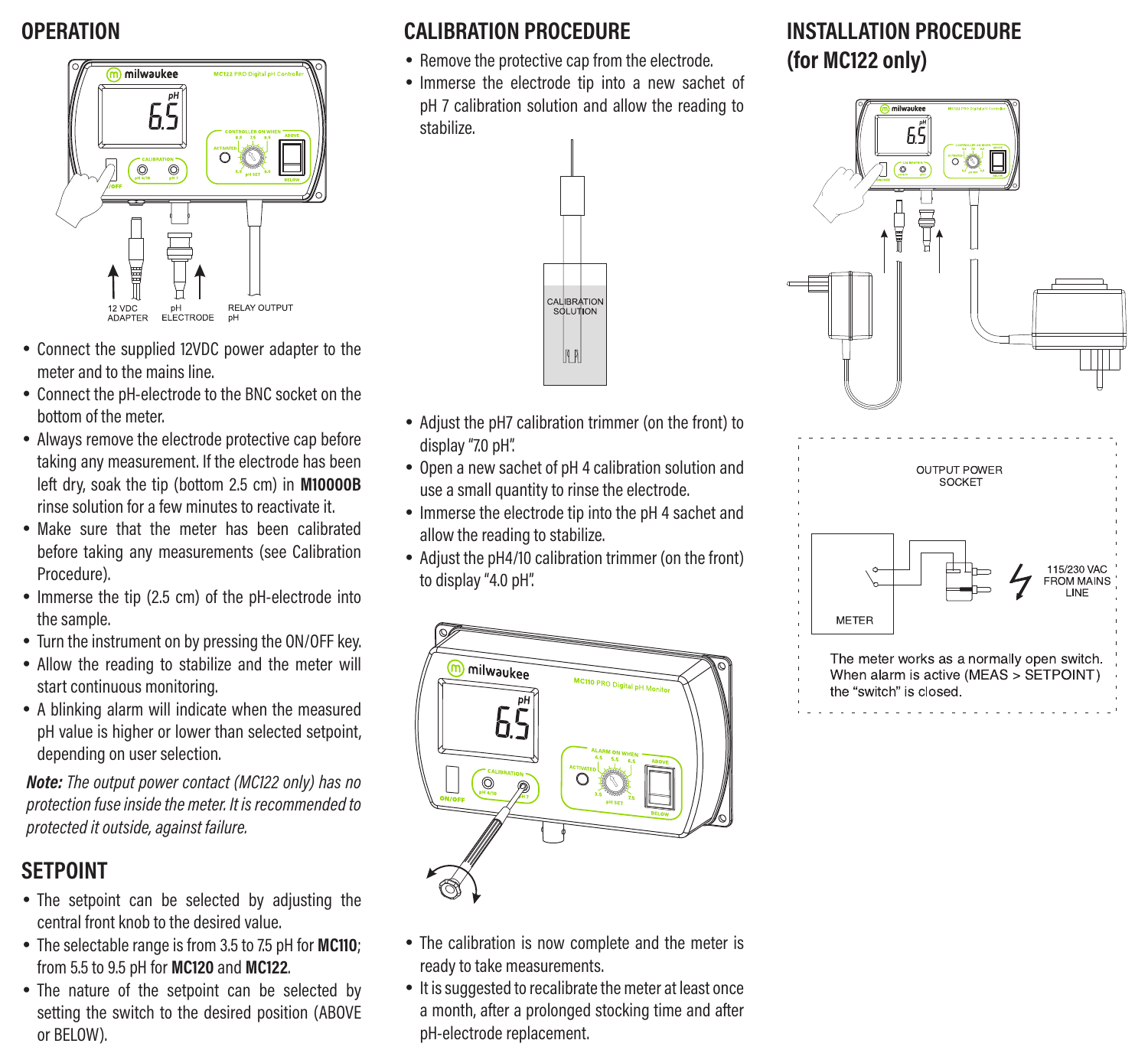## OPERATION

12 VDC
ADAPTER

pH
ELECTRODE

RELAY OUTPUT
pH

- Connect the supplied 12VDC power adapter to the meter and to the mains line.
- Connect the pH-electrode to the BNC socket on the bottom of the meter.
- Always remove the electrode protective cap before taking any measurement. If the electrode has been left dry, soak the tip (bottom 2.5 cm) in **M10000B** rinse solution for a few minutes to reactivate it.
- Make sure that the meter has been calibrated before taking any measurements (see Calibration Procedure).
- Immerse the tip (2.5 cm) of the pH-electrode into the sample.
- Turn the instrument on by pressing the ON/OFF key.
- Allow the reading to stabilize and the meter will start continuous monitoring.
- A blinking alarm will indicate when the measured pH value is higher or lower than selected setpoint, depending on user selection.

***Note:*** *The output power contact (MC122 only) has no protection fuse inside the meter. It is recommended to protected it outside, against failure.*

## SETPOINT

- The setpoint can be selected by adjusting the central front knob to the desired value.
- The selectable range is from 3.5 to 7.5 pH for **MC110**; from 5.5 to 9.5 pH for **MC120** and **MC122**.
- The nature of the setpoint can be selected by setting the switch to the desired position (ABOVE or BELOW).

## CALIBRATION PROCEDURE

- Remove the protective cap from the electrode.
- Immerse the electrode tip into a new sachet of pH 7 calibration solution and allow the reading to stabilize.

CALIBRATION
SOLUTION

- Adjust the pH7 calibration trimmer (on the front) to display "7.0 pH".
- Open a new sachet of pH 4 calibration solution and use a small quantity to rinse the electrode.
- Immerse the electrode tip into the pH 4 sachet and allow the reading to stabilize.
- Adjust the pH4/10 calibration trimmer (on the front) to display "4.0 pH".

- The calibration is now complete and the meter is ready to take measurements.
- It is suggested to recalibrate the meter at least once a month, after a prolonged stocking time and after pH-electrode replacement.

## INSTALLATION PROCEDURE (for MC122 only)

OUTPUT POWER
SOCKET

METER

115/230 VAC
FROM MAINS
LINE

The meter works as a normally open switch.
When alarm is active (MEAS > SETPOINT)
the "switch" is closed.